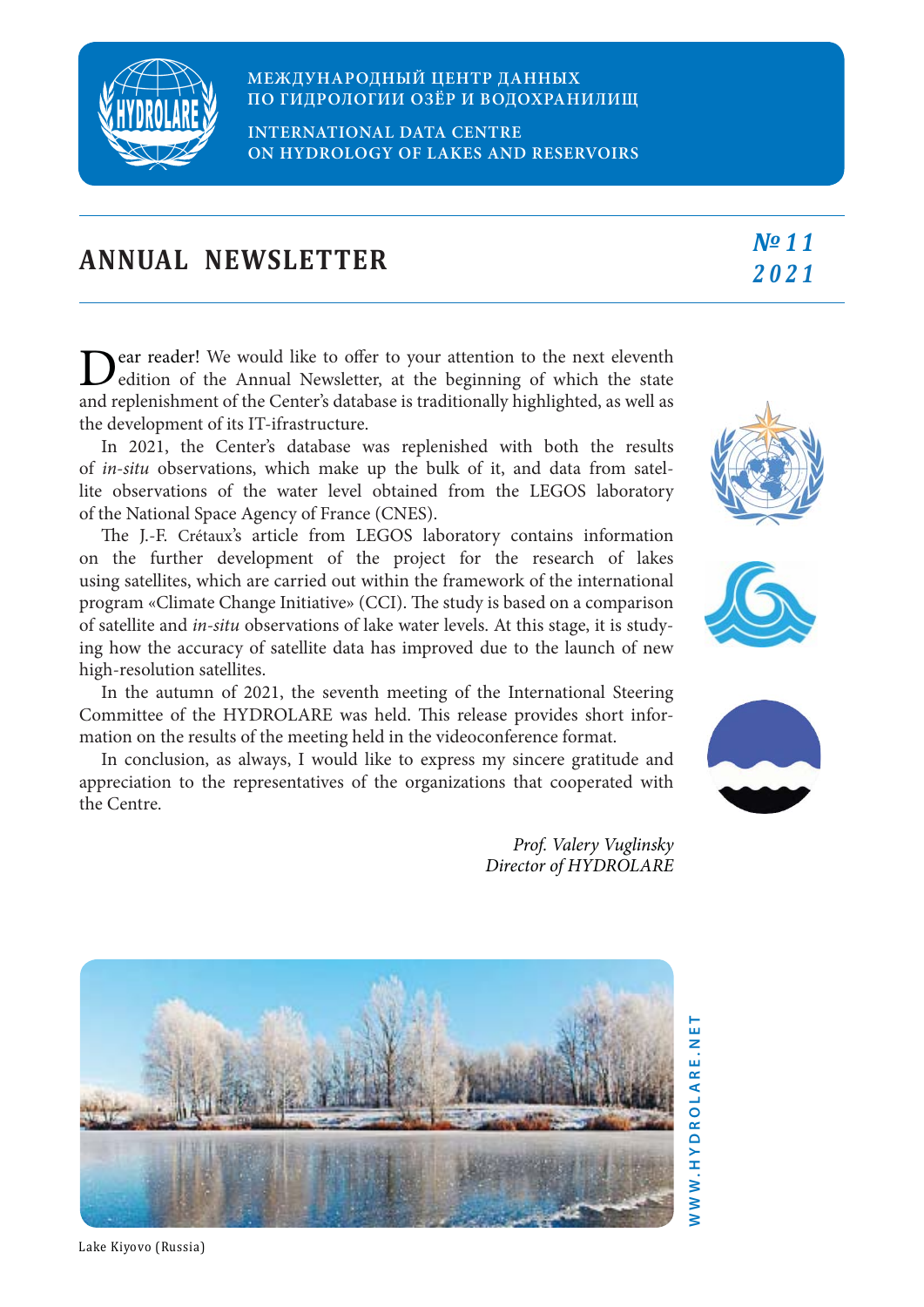МЕЖДУНАРОДНЫЙ ЦЕНТР ДАННЫХ
ПО ГИДРОЛОГИИ ОЗЁР И ВОДОХРАНИЛИЩ

INTERNATIONAL DATA CENTRE
ON HYDROLOGY OF LAKES AND RESERVOIRS

# ANNUAL NEWSLETTER

*№ 11*
*2021*

Dear reader! We would like to offer to your attention to the next eleventh edition of the Annual Newsletter, at the beginning of which the state and replenishment of the Center's database is traditionally highlighted, as well as the development of its IT-ifrastructure.

In 2021, the Center's database was replenished with both the results of *in-situ* observations, which make up the bulk of it, and data from satellite observations of the water level obtained from the LEGOS laboratory of the National Space Agency of France (CNES).

The J.-F. Crétaux's article from LEGOS laboratory contains information on the further development of the project for the research of lakes using satellites, which are carried out within the framework of the international program «Climate Change Initiative» (CCI). The study is based on a comparison of satellite and *in-situ* observations of lake water levels. At this stage, it is studying how the accuracy of satellite data has improved due to the launch of new high-resolution satellites.

In the autumn of 2021, the seventh meeting of the International Steering Committee of the HYDROLARE was held. This release provides short information on the results of the meeting held in the videoconference format.

In conclusion, as always, I would like to express my sincere gratitude and appreciation to the representatives of the organizations that cooperated with the Centre.

*Prof. Valery Vuglinsky*
*Director of HYDROLARE*

WWW.HYDROLARE.NET

Lake Kiyovo (Russia)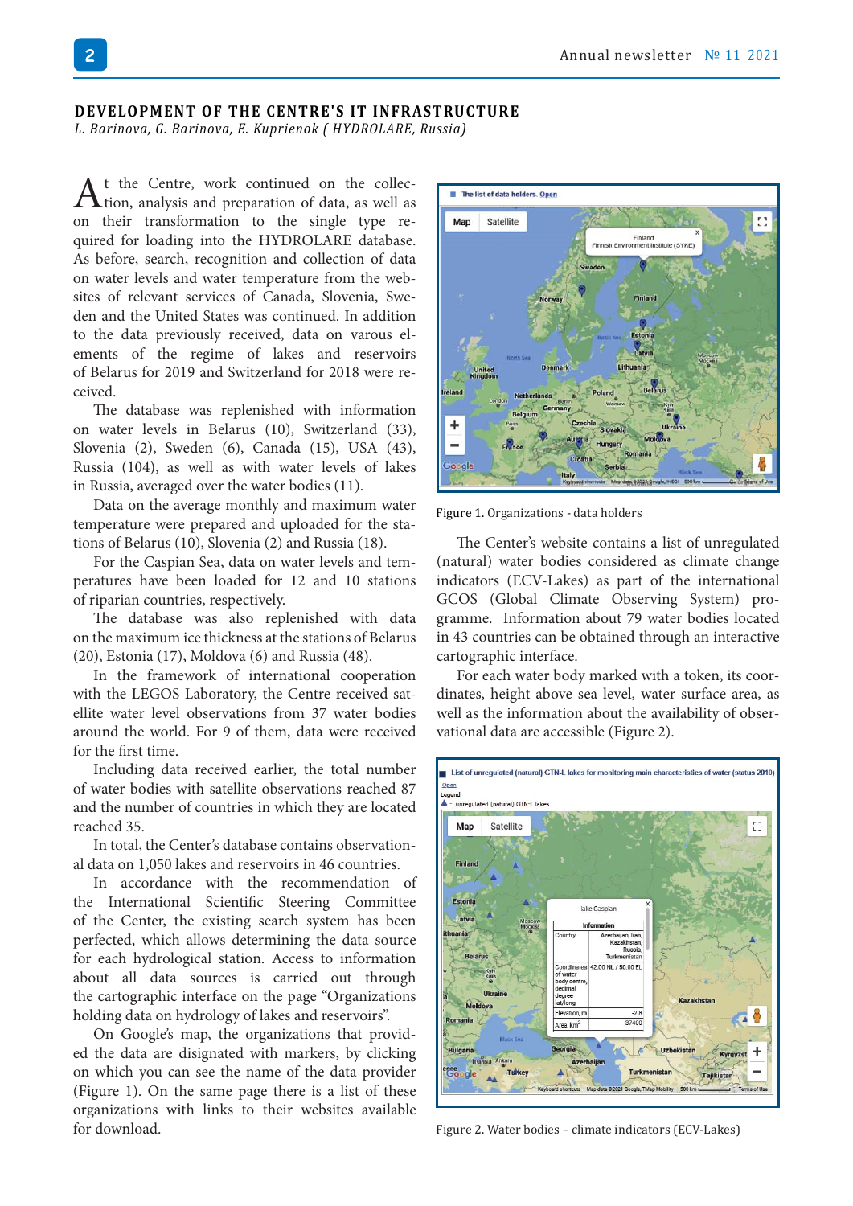## DEVELOPMENT OF THE CENTRE'S IT INFRASTRUCTURE

*L. Barinova, G. Barinova, E. Kuprienok ( HYDROLARE, Russia)*

At the Centre, work continued on the collection, analysis and preparation of data, as well as on their transformation to the single type required for loading into the HYDROLARE database. As before, search, recognition and collection of data on water levels and water temperature from the websites of relevant services of Canada, Slovenia, Sweden and the United States was continued. In addition to the data previously received, data on varous elements of the regime of lakes and reservoirs of Belarus for 2019 and Switzerland for 2018 were received.

The database was replenished with information on water levels in Belarus (10), Switzerland (33), Slovenia (2), Sweden (6), Canada (15), USA (43), Russia (104), as well as with water levels of lakes in Russia, averaged over the water bodies (11).

Data on the average monthly and maximum water temperature were prepared and uploaded for the stations of Belarus (10), Slovenia (2) and Russia (18).

For the Caspian Sea, data on water levels and temperatures have been loaded for 12 and 10 stations of riparian countries, respectively.

The database was also replenished with data on the maximum ice thickness at the stations of Belarus (20), Estonia (17), Moldova (6) and Russia (48).

In the framework of international cooperation with the LEGOS Laboratory, the Centre received satellite water level observations from 37 water bodies around the world. For 9 of them, data were received for the first time.

Including data received earlier, the total number of water bodies with satellite observations reached 87 and the number of countries in which they are located reached 35.

In total, the Center's database contains observational data on 1,050 lakes and reservoirs in 46 countries.

In accordance with the recommendation of the International Scientific Steering Committee of the Center, the existing search system has been perfected, which allows determining the data source for each hydrological station. Access to information about all data sources is carried out through the cartographic interface on the page "Organizations holding data on hydrology of lakes and reservoirs".

On Google's map, the organizations that provided the data are disignated with markers, by clicking on which you can see the name of the data provider (Figure 1). On the same page there is a list of these organizations with links to their websites available for download.

Figure 1. Organizations - data holders

The Center's website contains a list of unregulated (natural) water bodies considered as climate change indicators (ECV-Lakes) as part of the international GCOS (Global Climate Observing System) programme. Information about 79 water bodies located in 43 countries can be obtained through an interactive cartographic interface.

For each water body marked with a token, its coordinates, height above sea level, water surface area, as well as the information about the availability of observational data are accessible (Figure 2).

Figure 2. Water bodies – climate indicators (ECV-Lakes)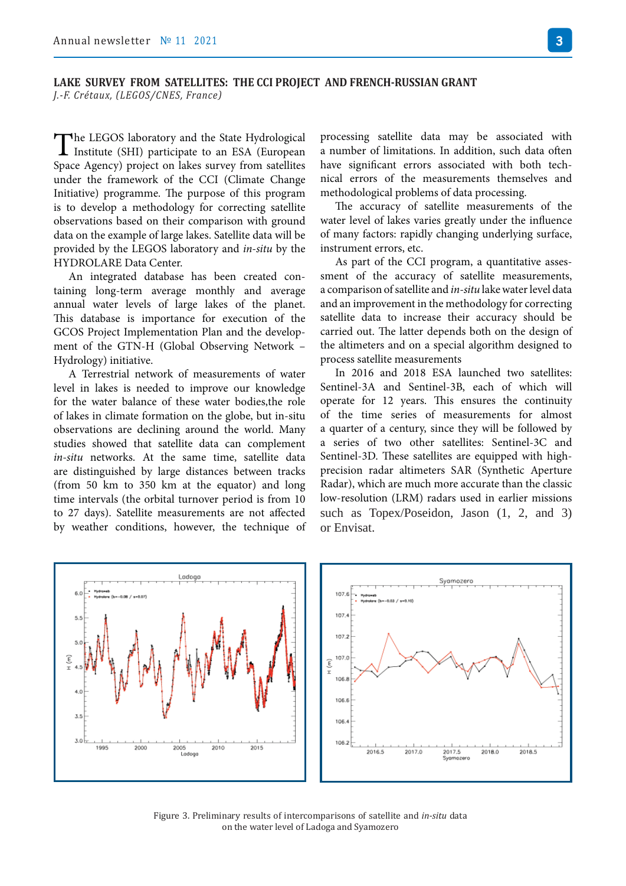## LAKE SURVEY FROM SATELLITES: THE CCI PROJECT AND FRENCH-RUSSIAN GRANT

*J.-F. Crétaux, (LEGOS/CNES, France)*

The LEGOS laboratory and the State Hydrological Institute (SHI) participate to an ESA (European Space Agency) project on lakes survey from satellites under the framework of the CCI (Climate Change Initiative) programme. The purpose of this program is to develop a methodology for correcting satellite observations based on their comparison with ground data on the example of large lakes. Satellite data will be provided by the LEGOS laboratory and *in-situ* by the HYDROLARE Data Center.

An integrated database has been created containing long-term average monthly and average annual water levels of large lakes of the planet. This database is importance for execution of the GCOS Project Implementation Plan and the development of the GTN-H (Global Observing Network – Hydrology) initiative.

A Terrestrial network of measurements of water level in lakes is needed to improve our knowledge for the water balance of these water bodies,the role of lakes in climate formation on the globe, but in-situ observations are declining around the world. Many studies showed that satellite data can complement *in-situ* networks. At the same time, satellite data are distinguished by large distances between tracks (from 50 km to 350 km at the equator) and long time intervals (the orbital turnover period is from 10 to 27 days). Satellite measurements are not affected by weather conditions, however, the technique of processing satellite data may be associated with a number of limitations. In addition, such data often have significant errors associated with both technical errors of the measurements themselves and methodological problems of data processing.

The accuracy of satellite measurements of the water level of lakes varies greatly under the influence of many factors: rapidly changing underlying surface, instrument errors, etc.

As part of the CCI program, a quantitative assessment of the accuracy of satellite measurements, a comparison of satellite and *in-situ* lake water level data and an improvement in the methodology for correcting satellite data to increase their accuracy should be carried out. The latter depends both on the design of the altimeters and on a special algorithm designed to process satellite measurements

In 2016 and 2018 ESA launched two satellites: Sentinel-3A and Sentinel-3B, each of which will operate for 12 years. This ensures the continuity of the time series of measurements for almost a quarter of a century, since they will be followed by a series of two other satellites: Sentinel-3C and Sentinel-3D. These satellites are equipped with high-precision radar altimeters SAR (Synthetic Aperture Radar), which are much more accurate than the classic low-resolution (LRM) radars used in earlier missions such as Topex/Poseidon, Jason (1, 2, and 3) or Envisat.

Figure 3. Preliminary results of intercomparisons of satellite and *in-situ* data on the water level of Ladoga and Syamozero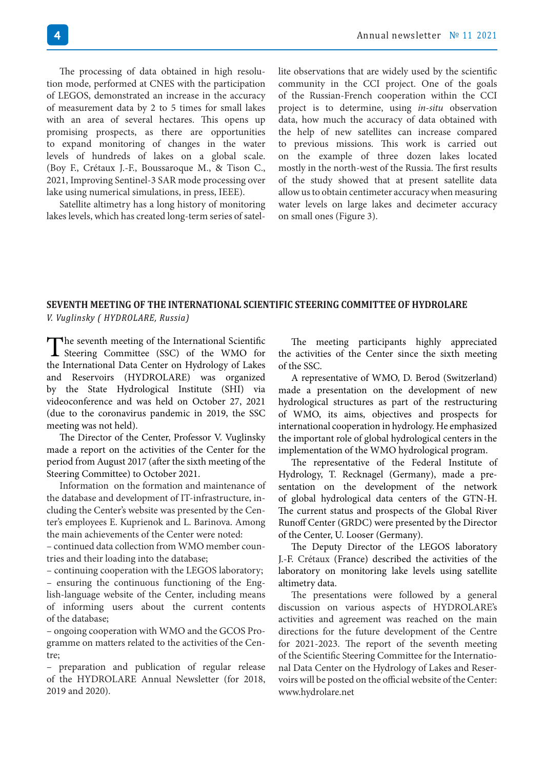The processing of data obtained in high resolution mode, performed at CNES with the participation of LEGOS, demonstrated an increase in the accuracy of measurement data by 2 to 5 times for small lakes with an area of several hectares. This opens up promising prospects, as there are opportunities to expand monitoring of changes in the water levels of hundreds of lakes on a global scale. (Boy F., Crétaux J.-F., Boussaroque M., & Tison C., 2021, Improving Sentinel-3 SAR mode processing over lake using numerical simulations, in press, IEEE).

Satellite altimetry has a long history of monitoring lakes levels, which has created long-term series of satellite observations that are widely used by the scientific community in the CCI project. One of the goals of the Russian-French cooperation within the CCI project is to determine, using *in-situ* observation data, how much the accuracy of data obtained with the help of new satellites can increase compared to previous missions. This work is carried out on the example of three dozen lakes located mostly in the north-west of the Russia. The first results of the study showed that at present satellite data allow us to obtain centimeter accuracy when measuring water levels on large lakes and decimeter accuracy on small ones (Figure 3).

## SEVENTH MEETING OF THE INTERNATIONAL SCIENTIFIC STEERING COMMITTEE OF HYDROLARE

*V. Vuglinsky ( HYDROLARE, Russia)*

The seventh meeting of the International Scientific Steering Committee (SSC) of the WMO for the International Data Center on Hydrology of Lakes and Reservoirs (HYDROLARE) was organized by the State Hydrological Institute (SHI) via videoconference and was held on October 27, 2021 (due to the coronavirus pandemic in 2019, the SSC meeting was not held).

The Director of the Center, Professor V. Vuglinsky made a report on the activities of the Center for the period from August 2017 (after the sixth meeting of the Steering Committee) to October 2021.

Information on the formation and maintenance of the database and development of IT-infrastructure, including the Center's website was presented by the Center's employees E. Kuprienok and L. Barinova. Among the main achievements of the Center were noted:

– continued data collection from WMO member countries and their loading into the database;
– continuing cooperation with the LEGOS laboratory;
– ensuring the continuous functioning of the English-language website of the Center, including means of informing users about the current contents of the database;
– ongoing cooperation with WMO and the GCOS Programme on matters related to the activities of the Centre;
– preparation and publication of regular release of the HYDROLARE Annual Newsletter (for 2018, 2019 and 2020).

The meeting participants highly appreciated the activities of the Center since the sixth meeting of the SSC.

A representative of WMO, D. Berod (Switzerland) made a presentation on the development of new hydrological structures as part of the restructuring of WMO, its aims, objectives and prospects for international cooperation in hydrology. He emphasized the important role of global hydrological centers in the implementation of the WMO hydrological program.

The representative of the Federal Institute of Hydrology, T. Recknagel (Germany), made a presentation on the development of the network of global hydrological data centers of the GTN-H. The current status and prospects of the Global River Runoff Center (GRDC) were presented by the Director of the Center, U. Looser (Germany).

The Deputy Director of the LEGOS laboratory J.-F. Crétaux (France) described the activities of the laboratory on monitoring lake levels using satellite altimetry data.

The presentations were followed by a general discussion on various aspects of HYDROLARE's activities and agreement was reached on the main directions for the future development of the Centre for 2021-2023. The report of the seventh meeting of the Scientific Steering Committee for the International Data Center on the Hydrology of Lakes and Reservoirs will be posted on the official website of the Center: www.hydrolare.net